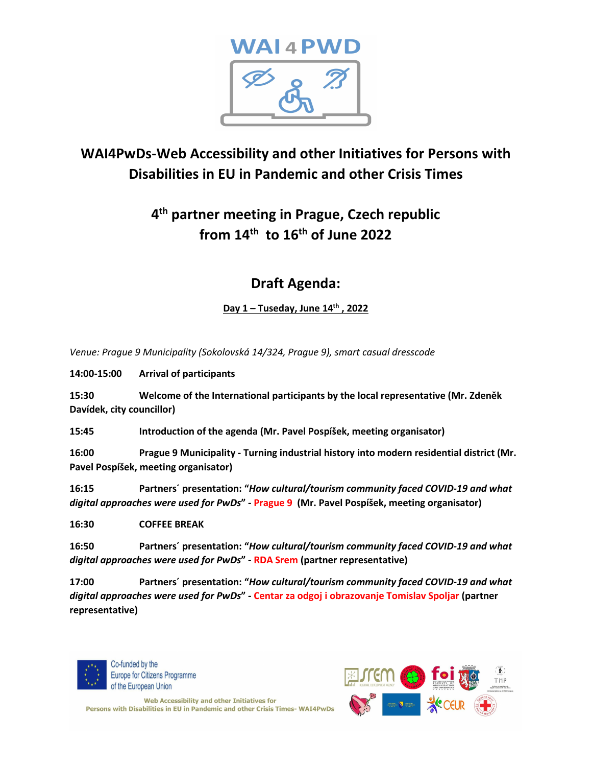# WAI4PwDs-Web Accessibility and other Initiatives for Persons with Disabilities in EU in Pandemic and other Crisis Times

## 4th partner meeting in Prague, Czech republic from 14th to 16th of June 2022

## Draft Agenda:

**Day 1 – Tuseday, June 14th , 2022**

*Venue: Prague 9 Municipality (Sokolovská 14/324, Prague 9), smart casual dresscode*

**14:00-15:00** **Arrival of participants**

**15:30** **Welcome of the International participants by the local representative (Mr. Zdeněk Davídek, city councillor)**

**15:45** **Introduction of the agenda (Mr. Pavel Pospíšek, meeting organisator)**

**16:00** **Prague 9 Municipality - Turning industrial history into modern residential district (Mr. Pavel Pospíšek, meeting organisator)**

**16:15** **Partners´ presentation: "*How cultural/tourism community faced COVID-19 and what digital approaches were used for PwDs*" - Prague 9 (Mr. Pavel Pospíšek, meeting organisator)**

**16:30** **COFFEE BREAK**

**16:50** **Partners´ presentation: "*How cultural/tourism community faced COVID-19 and what digital approaches were used for PwDs*" - RDA Srem (partner representative)**

**17:00** **Partners´ presentation: "*How cultural/tourism community faced COVID-19 and what digital approaches were used for PwDs*" - Centar za odgoj i obrazovanje Tomislav Spoljar (partner representative)**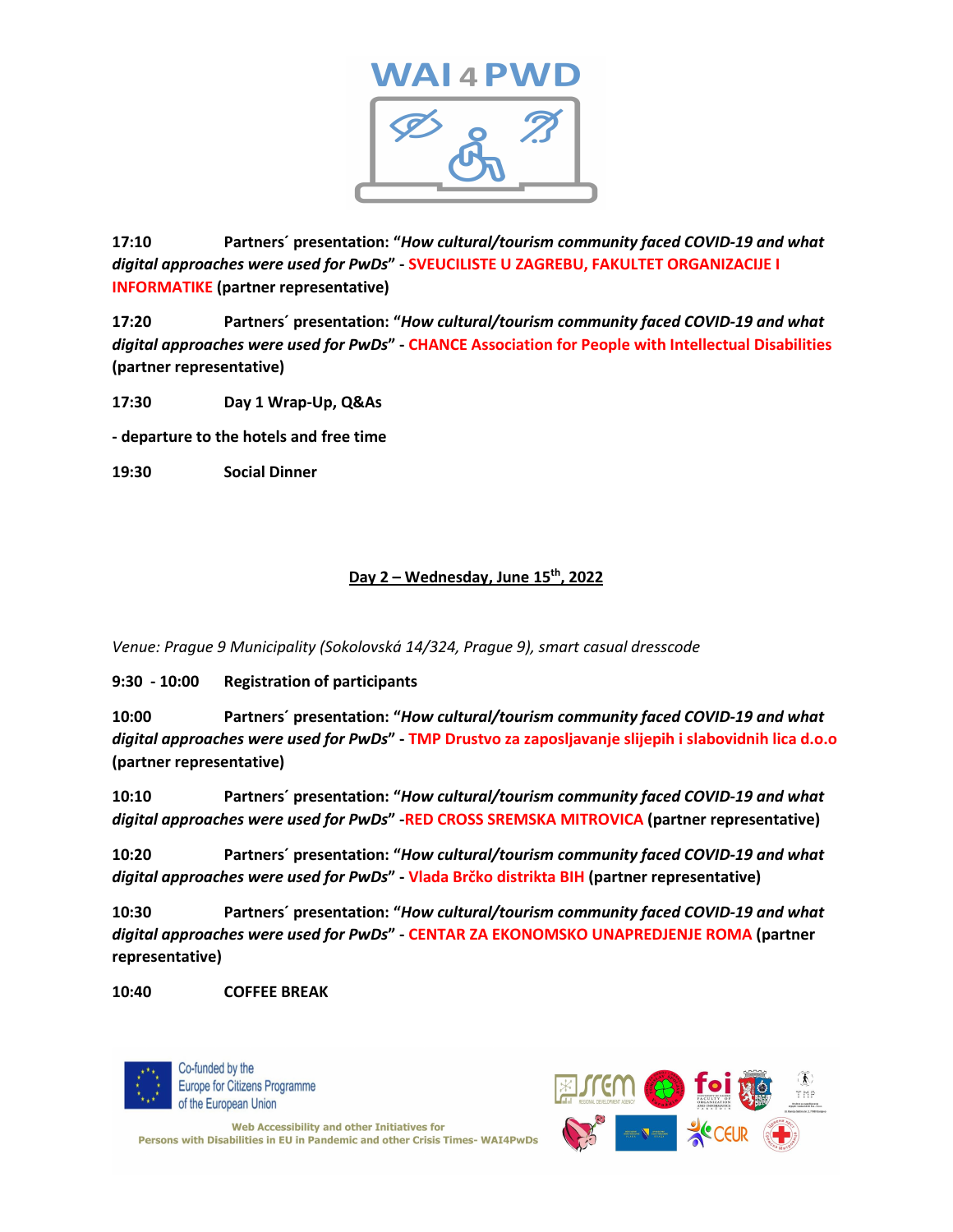**17:10 Partners´ presentation: "*How cultural/tourism community faced COVID-19 and what digital approaches were used for PwDs*" - SVEUCILISTE U ZAGREBU, FAKULTET ORGANIZACIJE I INFORMATIKE (partner representative)**

**17:20 Partners´ presentation: "*How cultural/tourism community faced COVID-19 and what digital approaches were used for PwDs*" - CHANCE Association for People with Intellectual Disabilities (partner representative)**

**17:30 Day 1 Wrap-Up, Q&As**

**- departure to the hotels and free time**

**19:30 Social Dinner**

## Day 2 – Wednesday, June 15th, 2022

*Venue: Prague 9 Municipality (Sokolovská 14/324, Prague 9), smart casual dresscode*

**9:30 - 10:00 Registration of participants**

**10:00 Partners´ presentation: "*How cultural/tourism community faced COVID-19 and what digital approaches were used for PwDs*" - TMP Drustvo za zaposljavanje slijepih i slabovidnih lica d.o.o (partner representative)**

**10:10 Partners´ presentation: "*How cultural/tourism community faced COVID-19 and what digital approaches were used for PwDs*" -RED CROSS SREMSKA MITROVICA (partner representative)**

**10:20 Partners´ presentation: "*How cultural/tourism community faced COVID-19 and what digital approaches were used for PwDs*" - Vlada Brčko distrikta BIH (partner representative)**

**10:30 Partners´ presentation: "*How cultural/tourism community faced COVID-19 and what digital approaches were used for PwDs*" - CENTAR ZA EKONOMSKO UNAPREDJENJE ROMA (partner representative)**

**10:40 COFFEE BREAK**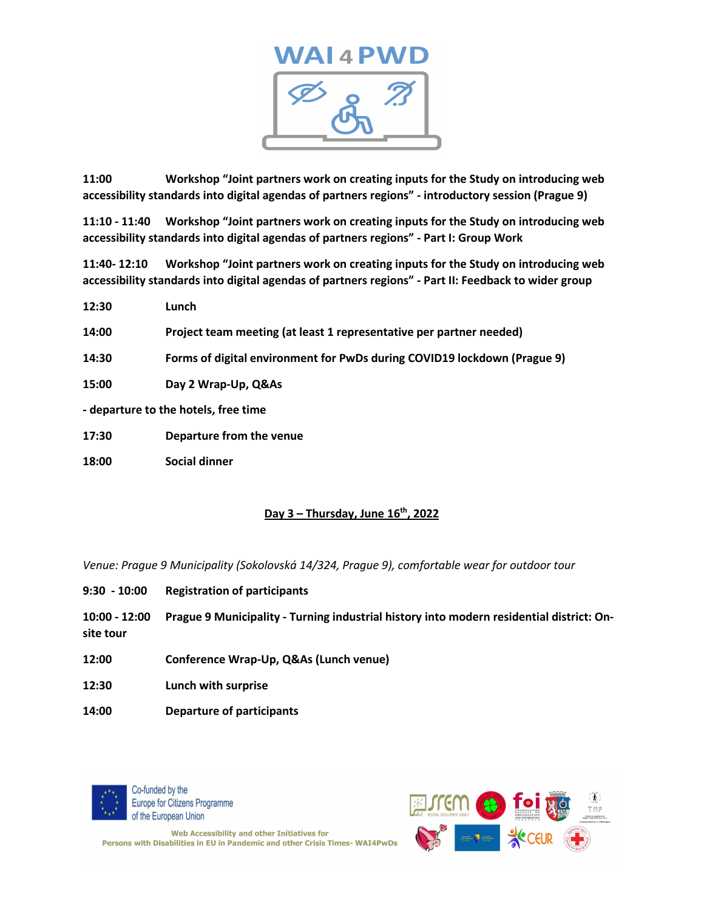**11:00** **Workshop "Joint partners work on creating inputs for the Study on introducing web accessibility standards into digital agendas of partners regions" - introductory session (Prague 9)**

**11:10 - 11:40** **Workshop "Joint partners work on creating inputs for the Study on introducing web accessibility standards into digital agendas of partners regions" - Part I: Group Work**

**11:40- 12:10** **Workshop "Joint partners work on creating inputs for the Study on introducing web accessibility standards into digital agendas of partners regions" - Part II: Feedback to wider group**

**12:30** **Lunch**

**14:00** **Project team meeting (at least 1 representative per partner needed)**

**14:30** **Forms of digital environment for PwDs during COVID19 lockdown (Prague 9)**

**15:00** **Day 2 Wrap-Up, Q&As**

**- departure to the hotels, free time**

**17:30** **Departure from the venue**

**18:00** **Social dinner**

## Day 3 – Thursday, June 16th, 2022

*Venue: Prague 9 Municipality (Sokolovská 14/324, Prague 9), comfortable wear for outdoor tour*

**9:30 - 10:00** **Registration of participants**

**10:00 - 12:00** **Prague 9 Municipality - Turning industrial history into modern residential district: On-site tour**

**12:00** **Conference Wrap-Up, Q&As (Lunch venue)**

**12:30** **Lunch with surprise**

**14:00** **Departure of participants**

Co-funded by the Europe for Citizens Programme of the European Union

Web Accessibility and other Initiatives for Persons with Disabilities in EU in Pandemic and other Crisis Times- WAI4PwDs